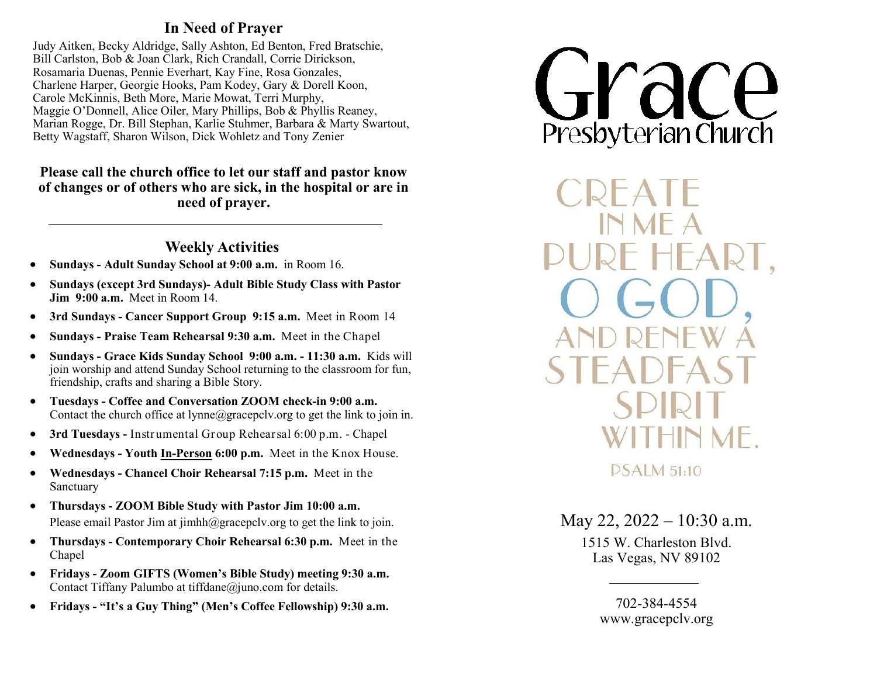## In Need of Prayer

Judy Aitken, Becky Aldridge, Sally Ashton, Ed Benton, Fred Bratschie, Bill Carlston, Bob & Joan Clark, Rich Crandall, Corrie Dirickson, Rosamaria Duenas, Pennie Everhart, Kay Fine, Rosa Gonzales, Charlene Harper, Georgie Hooks, Pam Kodey, Gary & Dorell Koon, Carole McKinnis, Beth More, Marie Mowat, Terri Murphy, Maggie O'Donnell, Alice Oiler, Mary Phillips, Bob & Phyllis Reaney, Marian Rogge, Dr. Bill Stephan, Karlie Stuhmer, Barbara & Marty Swartout, Betty Wagstaff, Sharon Wilson, Dick Wohletz and Tony Zenier

**Please call the church office to let our staff and pastor know of changes or of others who are sick, in the hospital or are in need of prayer.**

---

## Weekly Activities

- **Sundays - Adult Sunday School at 9:00 a.m.** in Room 16.
- **Sundays (except 3rd Sundays)- Adult Bible Study Class with Pastor Jim 9:00 a.m.** Meet in Room 14.
- **3rd Sundays - Cancer Support Group 9:15 a.m.** Meet in Room 14
- **Sundays - Praise Team Rehearsal 9:30 a.m.** Meet in the Chapel
- **Sundays - Grace Kids Sunday School 9:00 a.m. - 11:30 a.m.** Kids will join worship and attend Sunday School returning to the classroom for fun, friendship, crafts and sharing a Bible Story.
- **Tuesdays - Coffee and Conversation ZOOM check-in 9:00 a.m.** Contact the church office at lynne@gracepclv.org to get the link to join in.
- **3rd Tuesdays -** Instrumental Group Rehearsal 6:00 p.m. - Chapel
- **Wednesdays - Youth <u>In-Person</u> 6:00 p.m.** Meet in the Knox House.
- **Wednesdays - Chancel Choir Rehearsal 7:15 p.m.** Meet in the Sanctuary
- **Thursdays - ZOOM Bible Study with Pastor Jim 10:00 a.m.** Please email Pastor Jim at jimhh@gracepclv.org to get the link to join.
- **Thursdays - Contemporary Choir Rehearsal 6:30 p.m.** Meet in the Chapel
- **Fridays - Zoom GIFTS (Women's Bible Study) meeting 9:30 a.m.** Contact Tiffany Palumbo at tiffdane@juno.com for details.
- **Fridays - "It's a Guy Thing" (Men's Coffee Fellowship) 9:30 a.m.**

# Grace
## Presbyterian Church

CREATE IN ME A PURE HEART, O GOD, AND RENEW A STEADFAST SPIRIT WITHIN ME.

PSALM 51:10

May 22, 2022 – 10:30 a.m.

1515 W. Charleston Blvd.
Las Vegas, NV 89102

---

702-384-4554
www.gracepclv.org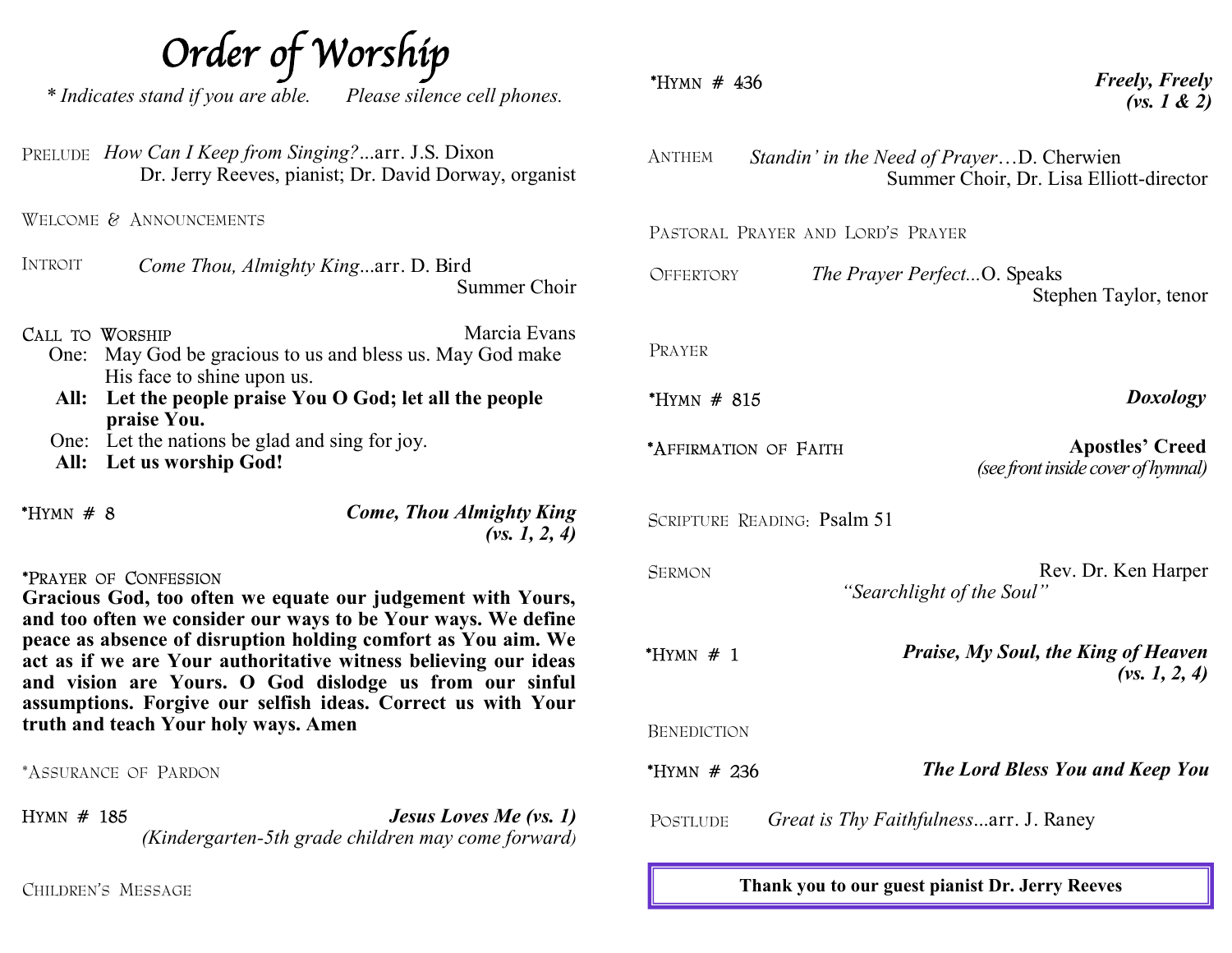# Order of Worship

*\* Indicates stand if you are able.* *Please silence cell phones.*

PRELUDE *How Can I Keep from Singing?*...arr. J.S. Dixon
Dr. Jerry Reeves, pianist; Dr. David Dorway, organist

WELCOME & ANNOUNCEMENTS

INTROIT *Come Thou, Almighty King*...arr. D. Bird
Summer Choir

CALL TO WORSHIP Marcia Evans

One: May God be gracious to us and bless us. May God make His face to shine upon us.

**All: Let the people praise You O God; let all the people praise You.**

One: Let the nations be glad and sing for joy.

**All: Let us worship God!**

*HYMN # 8 ***Come, Thou Almighty King*** ***(vs. 1, 2, 4)***

*PRAYER OF CONFESSION

**Gracious God, too often we equate our judgement with Yours, and too often we consider our ways to be Your ways. We define peace as absence of disruption holding comfort as You aim. We act as if we are Your authoritative witness believing our ideas and vision are Yours. O God dislodge us from our sinful assumptions. Forgive our selfish ideas. Correct us with Your truth and teach Your holy ways. Amen**

*ASSURANCE OF PARDON

HYMN # 185 ***Jesus Loves Me (vs. 1)***
*(Kindergarten-5th grade children may come forward)*

CHILDREN'S MESSAGE

*HYMN # 436 ***Freely, Freely*** ***(vs. 1 & 2)***

ANTHEM *Standin' in the Need of Prayer*…D. Cherwien
Summer Choir, Dr. Lisa Elliott-director

PASTORAL PRAYER AND LORD'S PRAYER

OFFERTORY *The Prayer Perfect*...O. Speaks
Stephen Taylor, tenor

PRAYER

*HYMN # 815 ***Doxology***

*AFFIRMATION OF FAITH **Apostles' Creed**
*(see front inside cover of hymnal)*

SCRIPTURE READING: Psalm 51

SERMON Rev. Dr. Ken Harper
*"Searchlight of the Soul"*

*HYMN # 1 ***Praise, My Soul, the King of Heaven*** ***(vs. 1, 2, 4)***

BENEDICTION

*HYMN # 236 ***The Lord Bless You and Keep You***

POSTLUDE *Great is Thy Faithfulness*...arr. J. Raney

**Thank you to our guest pianist Dr. Jerry Reeves**